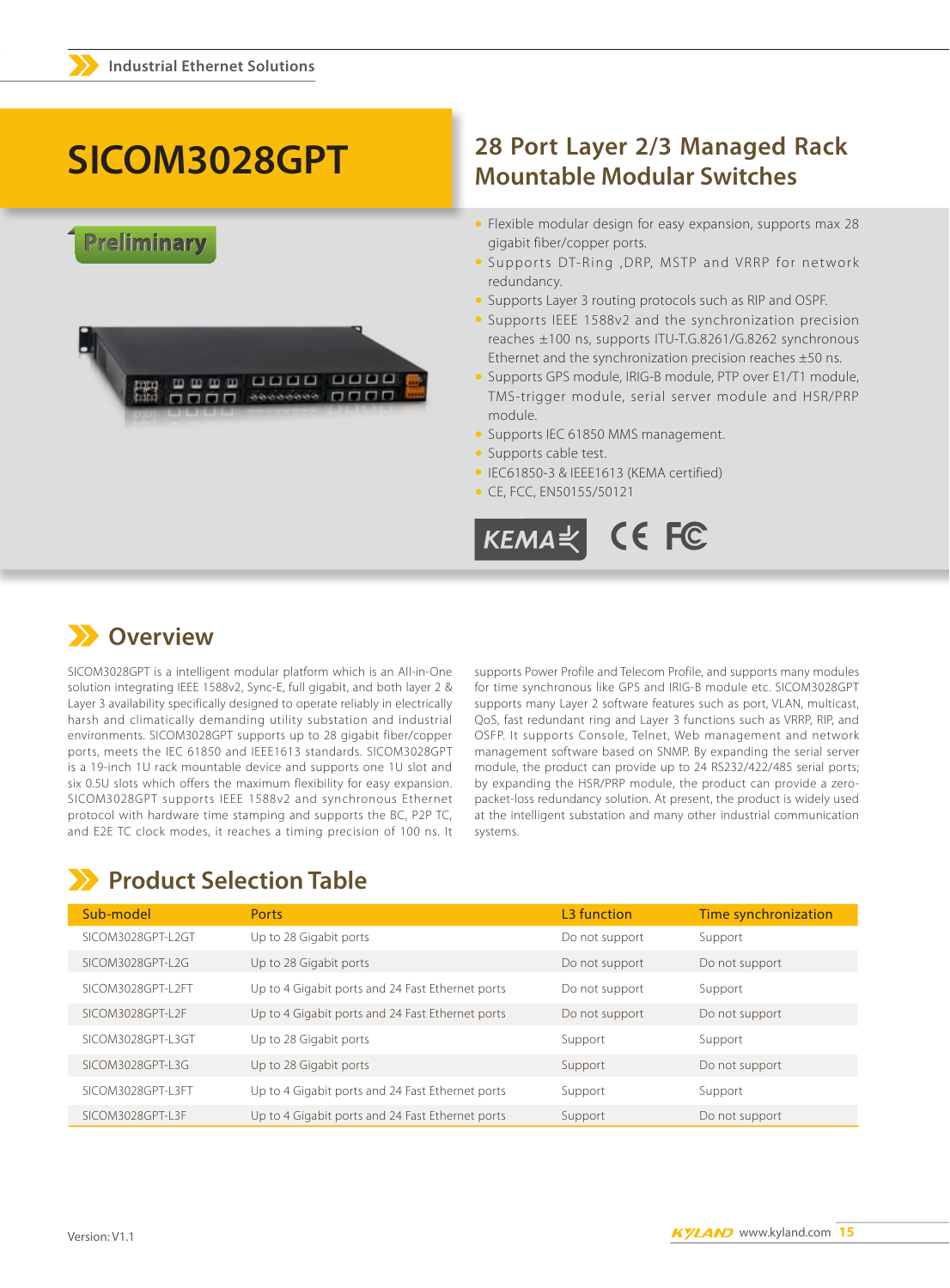# SICOM3028GPT

Preliminary

## 28 Port Layer 2/3 Managed Rack Mountable Modular Switches

- Flexible modular design for easy expansion, supports max 28 gigabit fiber/copper ports.
- Supports DT-Ring ,DRP, MSTP and VRRP for network redundancy.
- Supports Layer 3 routing protocols such as RIP and OSPF.
- Supports IEEE 1588v2 and the synchronization precision reaches ±100 ns, supports ITU-T.G.8261/G.8262 synchronous Ethernet and the synchronization precision reaches ±50 ns.
- Supports GPS module, IRIG-B module, PTP over E1/T1 module, TMS-trigger module, serial server module and HSR/PRP module.
- Supports IEC 61850 MMS management.
- Supports cable test.
- IEC61850-3 & IEEE1613 (KEMA certified)
- CE, FCC, EN50155/50121

## Overview

SICOM3028GPT is a intelligent modular platform which is an All-in-One solution integrating IEEE 1588v2, Sync-E, full gigabit, and both layer 2 & Layer 3 availability specifically designed to operate reliably in electrically harsh and climatically demanding utility substation and industrial environments. SICOM3028GPT supports up to 28 gigabit fiber/copper ports, meets the IEC 61850 and IEEE1613 standards. SICOM3028GPT is a 19-inch 1U rack mountable device and supports one 1U slot and six 0.5U slots which offers the maximum flexibility for easy expansion. SICOM3028GPT supports IEEE 1588v2 and synchronous Ethernet protocol with hardware time stamping and supports the BC, P2P TC, and E2E TC clock modes, it reaches a timing precision of 100 ns. It supports Power Profile and Telecom Profile, and supports many modules for time synchronous like GPS and IRIG-B module etc. SICOM3028GPT supports many Layer 2 software features such as port, VLAN, multicast, QoS, fast redundant ring and Layer 3 functions such as VRRP, RIP, and OSPF. It supports Console, Telnet, Web management and network management software based on SNMP. By expanding the serial server module, the product can provide up to 24 RS232/422/485 serial ports; by expanding the HSR/PRP module, the product can provide a zero-packet-loss redundancy solution. At present, the product is widely used at the intelligent substation and many other industrial communication systems.

## Product Selection Table

| Sub-model | Ports | L3 function | Time synchronization |
|---|---|---|---|
| SICOM3028GPT-L2GT | Up to 28 Gigabit ports | Do not support | Support |
| SICOM3028GPT-L2G | Up to 28 Gigabit ports | Do not support | Do not support |
| SICOM3028GPT-L2FT | Up to 4 Gigabit ports and 24 Fast Ethernet ports | Do not support | Support |
| SICOM3028GPT-L2F | Up to 4 Gigabit ports and 24 Fast Ethernet ports | Do not support | Do not support |
| SICOM3028GPT-L3GT | Up to 28 Gigabit ports | Support | Support |
| SICOM3028GPT-L3G | Up to 28 Gigabit ports | Support | Do not support |
| SICOM3028GPT-L3FT | Up to 4 Gigabit ports and 24 Fast Ethernet ports | Support | Support |
| SICOM3028GPT-L3F | Up to 4 Gigabit ports and 24 Fast Ethernet ports | Support | Do not support |

Version: V1.1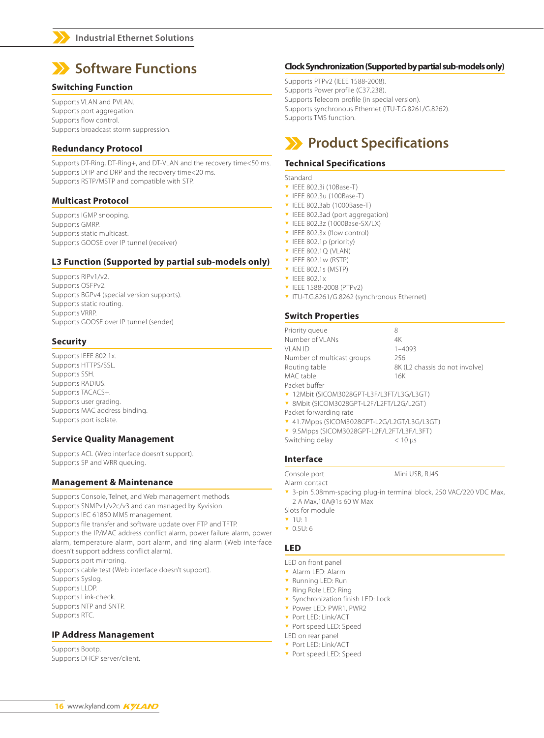# Software Functions

## Switching Function

Supports VLAN and PVLAN.
Supports port aggregation.
Supports flow control.
Supports broadcast storm suppression.

## Redundancy Protocol

Supports DT-Ring, DT-Ring+, and DT-VLAN and the recovery time<50 ms.
Supports DHP and DRP and the recovery time<20 ms.
Supports RSTP/MSTP and compatible with STP.

## Multicast Protocol

Supports IGMP snooping.
Supports GMRP.
Supports static multicast.
Supports GOOSE over IP tunnel (receiver)

## L3 Function (Supported by partial sub-models only)

Supports RIPv1/v2.
Supports OSFPv2.
Supports BGPv4 (special version supports).
Supports static routing.
Supports VRRP.
Supports GOOSE over IP tunnel (sender)

## Security

Supports IEEE 802.1x.
Supports HTTPS/SSL.
Supports SSH.
Supports RADIUS.
Supports TACACS+.
Supports user grading.
Supports MAC address binding.
Supports port isolate.

## Service Quality Management

Supports ACL (Web interface doesn't support).
Supports SP and WRR queuing.

## Management & Maintenance

Supports Console, Telnet, and Web management methods.
Supports SNMPv1/v2c/v3 and can managed by Kyvision.
Supports IEC 61850 MMS management.
Supports file transfer and software update over FTP and TFTP.
Supports the IP/MAC address conflict alarm, power failure alarm, power alarm, temperature alarm, port alarm, and ring alarm (Web interface doesn't support address conflict alarm).
Supports port mirroring.
Supports cable test (Web interface doesn't support).
Supports Syslog.
Supports LLDP.
Supports Link-check.
Supports NTP and SNTP.
Supports RTC.

## IP Address Management

Supports Bootp.
Supports DHCP server/client.

## Clock Synchronization (Supported by partial sub-models only)

Supports PTPv2 (IEEE 1588-2008).
Supports Power profile (C37.238).
Supports Telecom profile (in special version).
Supports synchronous Ethernet (ITU-T.G.8261/G.8262).
Supports TMS function.

# Product Specifications

## Technical Specifications

Standard

- IEEE 802.3i (10Base-T)
- IEEE 802.3u (100Base-T)
- IEEE 802.3ab (1000Base-T)
- IEEE 802.3ad (port aggregation)
- IEEE 802.3z (1000Base-SX/LX)
- IEEE 802.3x (flow control)
- IEEE 802.1p (priority)
- IEEE 802.1Q (VLAN)
- IEEE 802.1w (RSTP)
- IEEE 802.1s (MSTP)
- IEEE 802.1x
- IEEE 1588-2008 (PTPv2)
- ITU-T.G.8261/G.8262 (synchronous Ethernet)

## Switch Properties

| | |
|---|---|
| Priority queue | 8 |
| Number of VLANs | 4K |
| VLAN ID | 1–4093 |
| Number of multicast groups | 256 |
| Routing table | 8K (L2 chassis do not involve) |
| MAC table | 16K |

Packet buffer

- 12Mbit (SICOM3028GPT-L3F/L3FT/L3G/L3GT)
- 8Mbit (SICOM3028GPT-L2F/L2FT/L2G/L2GT)

Packet forwarding rate

- 41.7Mpps (SICOM3028GPT-L2G/L2GT/L3G/L3GT)
- 9.5Mpps (SICOM3028GPT-L2F/L2FT/L3F/L3FT)

Switching delay < 10 μs

## Interface

Console port Mini USB, RJ45

Alarm contact

- 3-pin 5.08mm-spacing plug-in terminal block, 250 VAC/220 VDC Max, 2 A Max,10A@1s 60 W Max

Slots for module

- 1U: 1
- 0.5U: 6

## LED

LED on front panel

- Alarm LED: Alarm
- Running LED: Run
- Ring Role LED: Ring
- Synchronization finish LED: Lock
- Power LED: PWR1, PWR2
- Port LED: Link/ACT
- Port speed LED: Speed

LED on rear panel

- Port LED: Link/ACT
- Port speed LED: Speed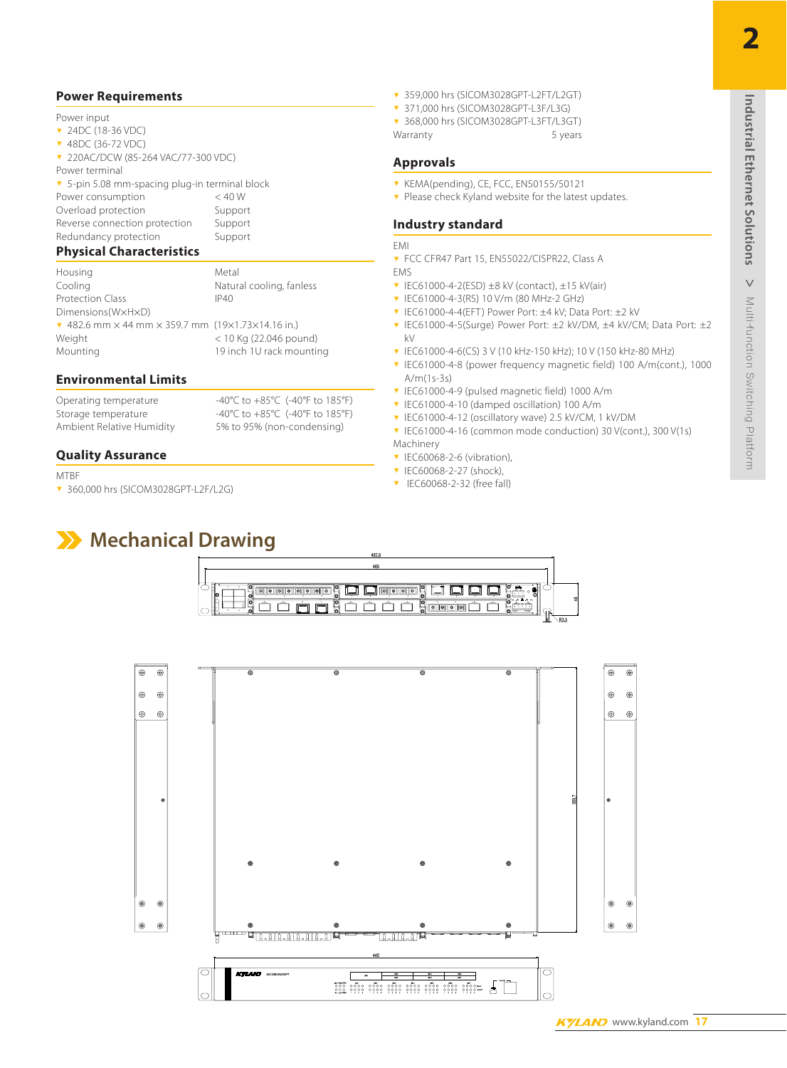## Power Requirements

Power input

- 24DC (18-36 VDC)
- 48DC (36-72 VDC)
- 220AC/DCW (85-264 VAC/77-300 VDC)

Power terminal

- 5-pin 5.08 mm-spacing plug-in terminal block

| | |
|---|---|
| Power consumption | < 40 W |
| Overload protection | Support |
| Reverse connection protection | Support |
| Redundancy protection | Support |

## Physical Characteristics

| | |
|---|---|
| Housing | Metal |
| Cooling | Natural cooling, fanless |
| Protection Class | IP40 |

Dimensions(W×H×D)

- 482.6 mm × 44 mm × 359.7 mm (19×1.73×14.16 in.)

| | |
|---|---|
| Weight | < 10 Kg (22.046 pound) |
| Mounting | 19 inch 1U rack mounting |

## Environmental Limits

| | |
|---|---|
| Operating temperature | -40°C to +85°C (-40°F to 185°F) |
| Storage temperature | -40°C to +85°C (-40°F to 185°F) |
| Ambient Relative Humidity | 5% to 95% (non-condensing) |

## Quality Assurance

MTBF

- 360,000 hrs (SICOM3028GPT-L2F/L2G)
- 359,000 hrs (SICOM3028GPT-L2FT/L2GT)
- 371,000 hrs (SICOM3028GPT-L3F/L3G)
- 368,000 hrs (SICOM3028GPT-L3FT/L3GT)

| | |
|---|---|
| Warranty | 5 years |

## Approvals

- KEMA(pending), CE, FCC, EN50155/50121
- Please check Kyland website for the latest updates.

## Industry standard

EMI

- FCC CFR47 Part 15, EN55022/CISPR22, Class A

EMS

- IEC61000-4-2(ESD) ±8 kV (contact), ±15 kV(air)
- IEC61000-4-3(RS) 10 V/m (80 MHz-2 GHz)
- IEC61000-4-4(EFT) Power Port: ±4 kV; Data Port: ±2 kV
- IEC61000-4-5(Surge) Power Port: ±2 kV/DM, ±4 kV/CM; Data Port: ±2 kV
- IEC61000-4-6(CS) 3 V (10 kHz-150 kHz); 10 V (150 kHz-80 MHz)
- IEC61000-4-8 (power frequency magnetic field) 100 A/m(cont.), 1000 A/m(1s-3s)
- IEC61000-4-9 (pulsed magnetic field) 1000 A/m
- IEC61000-4-10 (damped oscillation) 100 A/m
- IEC61000-4-12 (oscillatory wave) 2.5 kV/CM, 1 kV/DM
- IEC61000-4-16 (common mode conduction) 30 V(cont.), 300 V(1s)

Machinery

- IEC60068-2-6 (vibration),
- IEC60068-2-27 (shock),
- IEC60068-2-32 (free fall)

# Mechanical Drawing

482.6

465

44

R3.5

359.7

440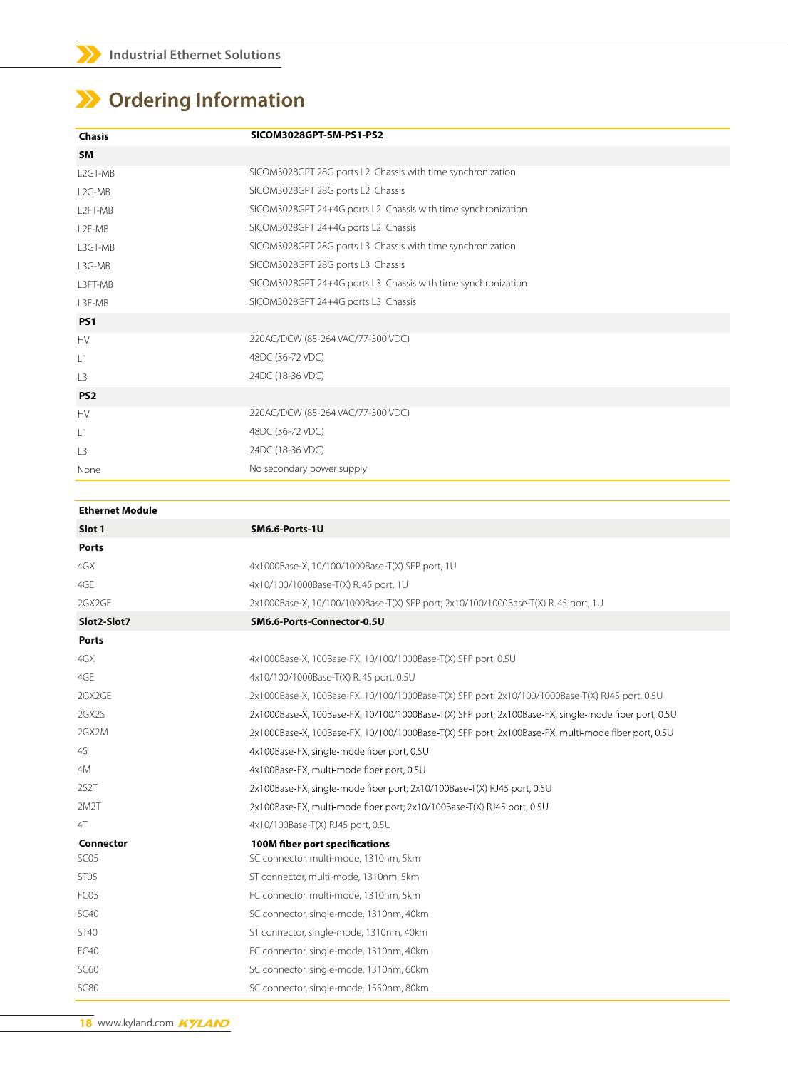# Ordering Information

| Chasis | SICOM3028GPT-SM-PS1-PS2 |
|---|---|
| **SM** | |
| L2GT-MB | SICOM3028GPT 28G ports L2 Chassis with time synchronization |
| L2G-MB | SICOM3028GPT 28G ports L2 Chassis |
| L2FT-MB | SICOM3028GPT 24+4G ports L2 Chassis with time synchronization |
| L2F-MB | SICOM3028GPT 24+4G ports L2 Chassis |
| L3GT-MB | SICOM3028GPT 28G ports L3 Chassis with time synchronization |
| L3G-MB | SICOM3028GPT 28G ports L3 Chassis |
| L3FT-MB | SICOM3028GPT 24+4G ports L3 Chassis with time synchronization |
| L3F-MB | SICOM3028GPT 24+4G ports L3 Chassis |
| **PS1** | |
| HV | 220AC/DCW (85-264 VAC/77-300 VDC) |
| L1 | 48DC (36-72 VDC) |
| L3 | 24DC (18-36 VDC) |
| **PS2** | |
| HV | 220AC/DCW (85-264 VAC/77-300 VDC) |
| L1 | 48DC (36-72 VDC) |
| L3 | 24DC (18-36 VDC) |
| None | No secondary power supply |

| Ethernet Module | |
|---|---|
| **Slot 1** | **SM6.6-Ports-1U** |
| **Ports** | |
| 4GX | 4x1000Base-X, 10/100/1000Base-T(X) SFP port, 1U |
| 4GE | 4x10/100/1000Base-T(X) RJ45 port, 1U |
| 2GX2GE | 2x1000Base-X, 10/100/1000Base-T(X) SFP port; 2x10/100/1000Base-T(X) RJ45 port, 1U |
| **Slot2-Slot7** | **SM6.6-Ports-Connector-0.5U** |
| **Ports** | |
| 4GX | 4x1000Base-X, 100Base-FX, 10/100/1000Base-T(X) SFP port, 0.5U |
| 4GE | 4x10/100/1000Base-T(X) RJ45 port, 0.5U |
| 2GX2GE | 2x1000Base-X, 100Base-FX, 10/100/1000Base-T(X) SFP port; 2x10/100/1000Base-T(X) RJ45 port, 0.5U |
| 2GX2S | 2x1000Base-X, 100Base-FX, 10/100/1000Base-T(X) SFP port; 2x100Base-FX, single-mode fiber port, 0.5U |
| 2GX2M | 2x1000Base-X, 100Base-FX, 10/100/1000Base-T(X) SFP port; 2x100Base-FX, multi-mode fiber port, 0.5U |
| 4S | 4x100Base-FX, single-mode fiber port, 0.5U |
| 4M | 4x100Base-FX, multi-mode fiber port, 0.5U |
| 2S2T | 2x100Base-FX, single-mode fiber port; 2x10/100Base-T(X) RJ45 port, 0.5U |
| 2M2T | 2x100Base-FX, multi-mode fiber port; 2x10/100Base-T(X) RJ45 port, 0.5U |
| 4T | 4x10/100Base-T(X) RJ45 port, 0.5U |
| **Connector** | **100M fiber port specifications** |
| SC05 | SC connector, multi-mode, 1310nm, 5km |
| ST05 | ST connector, multi-mode, 1310nm, 5km |
| FC05 | FC connector, multi-mode, 1310nm, 5km |
| SC40 | SC connector, single-mode, 1310nm, 40km |
| ST40 | ST connector, single-mode, 1310nm, 40km |
| FC40 | FC connector, single-mode, 1310nm, 40km |
| SC60 | SC connector, single-mode, 1310nm, 60km |
| SC80 | SC connector, single-mode, 1550nm, 80km |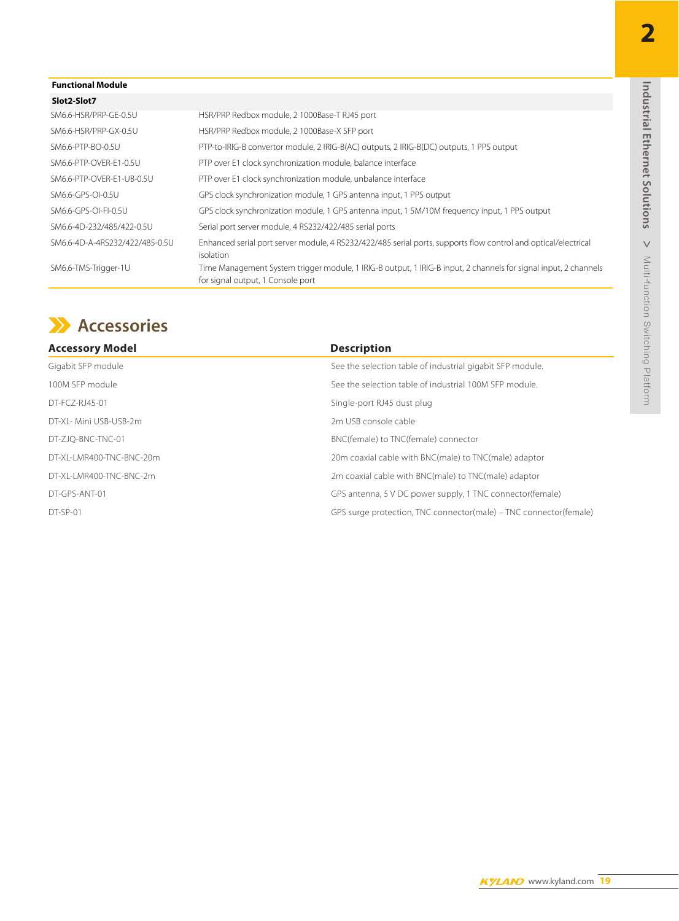| Functional Module | |
|---|---|
| **Slot2-Slot7** | |
| SM6.6-HSR/PRP-GE-0.5U | HSR/PRP Redbox module, 2 1000Base-T RJ45 port |
| SM6.6-HSR/PRP-GX-0.5U | HSR/PRP Redbox module, 2 1000Base-X SFP port |
| SM6.6-PTP-BO-0.5U | PTP-to-IRIG-B convertor module, 2 IRIG-B(AC) outputs, 2 IRIG-B(DC) outputs, 1 PPS output |
| SM6.6-PTP-OVER-E1-0.5U | PTP over E1 clock synchronization module, balance interface |
| SM6.6-PTP-OVER-E1-UB-0.5U | PTP over E1 clock synchronization module, unbalance interface |
| SM6.6-GPS-OI-0.5U | GPS clock synchronization module, 1 GPS antenna input, 1 PPS output |
| SM6.6-GPS-OI-FI-0.5U | GPS clock synchronization module, 1 GPS antenna input, 1 5M/10M frequency input, 1 PPS output |
| SM6.6-4D-232/485/422-0.5U | Serial port server module, 4 RS232/422/485 serial ports |
| SM6.6-4D-A-4RS232/422/485-0.5U | Enhanced serial port server module, 4 RS232/422/485 serial ports, supports flow control and optical/electrical isolation |
| SM6.6-TMS-Trigger-1U | Time Management System trigger module, 1 IRIG-B output, 1 IRIG-B input, 2 channels for signal input, 2 channels for signal output, 1 Console port |

## Accessories

| Accessory Model | Description |
|---|---|
| Gigabit SFP module | See the selection table of industrial gigabit SFP module. |
| 100M SFP module | See the selection table of industrial 100M SFP module. |
| DT-FCZ-RJ45-01 | Single-port RJ45 dust plug |
| DT-XL- Mini USB-USB-2m | 2m USB console cable |
| DT-ZJQ-BNC-TNC-01 | BNC(female) to TNC(female) connector |
| DT-XL-LMR400-TNC-BNC-20m | 20m coaxial cable with BNC(male) to TNC(male) adaptor |
| DT-XL-LMR400-TNC-BNC-2m | 2m coaxial cable with BNC(male) to TNC(male) adaptor |
| DT-GPS-ANT-01 | GPS antenna, 5 V DC power supply, 1 TNC connector(female) |
| DT-SP-01 | GPS surge protection, TNC connector(male) – TNC connector(female) |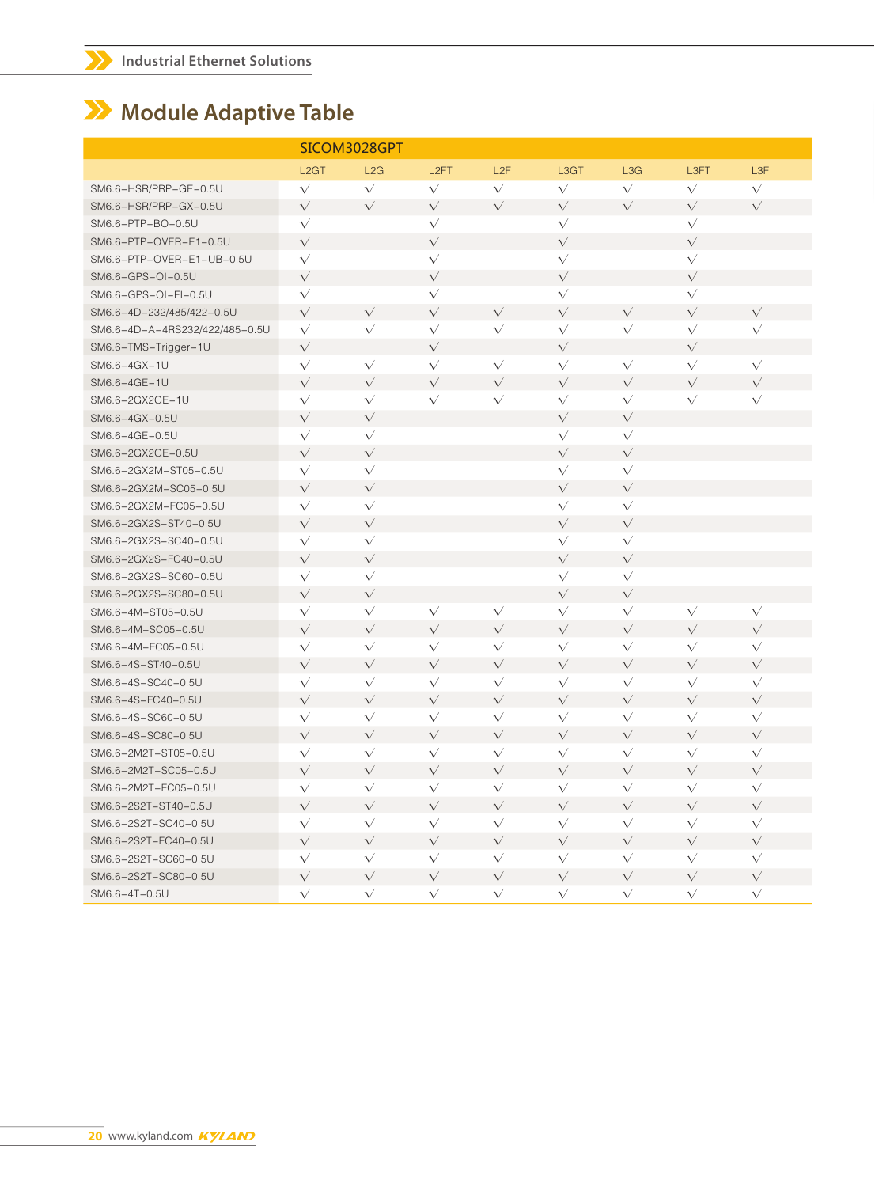# Module Adaptive Table

| | SICOM3028GPT | | | | | | | |
|---|---|---|---|---|---|---|---|---|
| | L2GT | L2G | L2FT | L2F | L3GT | L3G | L3FT | L3F |
| SM6.6-HSR/PRP-GE-0.5U | √ | √ | √ | √ | √ | √ | √ | √ |
| SM6.6-HSR/PRP-GX-0.5U | √ | √ | √ | √ | √ | √ | √ | √ |
| SM6.6-PTP-BO-0.5U | √ | | √ | | √ | | √ | |
| SM6.6-PTP-OVER-E1-0.5U | √ | | √ | | √ | | √ | |
| SM6.6-PTP-OVER-E1-UB-0.5U | √ | | √ | | √ | | √ | |
| SM6.6-GPS-OI-0.5U | √ | | √ | | √ | | √ | |
| SM6.6-GPS-OI-FI-0.5U | √ | | √ | | √ | | √ | |
| SM6.6-4D-232/485/422-0.5U | √ | √ | √ | √ | √ | √ | √ | √ |
| SM6.6-4D-A-4RS232/422/485-0.5U | √ | √ | √ | √ | √ | √ | √ | √ |
| SM6.6-TMS-Trigger-1U | √ | | √ | | √ | | √ | |
| SM6.6-4GX-1U | √ | √ | √ | √ | √ | √ | √ | √ |
| SM6.6-4GE-1U | √ | √ | √ | √ | √ | √ | √ | √ |
| SM6.6-2GX2GE-1U | √ | √ | √ | √ | √ | √ | √ | √ |
| SM6.6-4GX-0.5U | √ | √ | | | √ | √ | | |
| SM6.6-4GE-0.5U | √ | √ | | | √ | √ | | |
| SM6.6-2GX2GE-0.5U | √ | √ | | | √ | √ | | |
| SM6.6-2GX2M-ST05-0.5U | √ | √ | | | √ | √ | | |
| SM6.6-2GX2M-SC05-0.5U | √ | √ | | | √ | √ | | |
| SM6.6-2GX2M-FC05-0.5U | √ | √ | | | √ | √ | | |
| SM6.6-2GX2S-ST40-0.5U | √ | √ | | | √ | √ | | |
| SM6.6-2GX2S-SC40-0.5U | √ | √ | | | √ | √ | | |
| SM6.6-2GX2S-FC40-0.5U | √ | √ | | | √ | √ | | |
| SM6.6-2GX2S-SC60-0.5U | √ | √ | | | √ | √ | | |
| SM6.6-2GX2S-SC80-0.5U | √ | √ | | | √ | √ | | |
| SM6.6-4M-ST05-0.5U | √ | √ | √ | √ | √ | √ | √ | √ |
| SM6.6-4M-SC05-0.5U | √ | √ | √ | √ | √ | √ | √ | √ |
| SM6.6-4M-FC05-0.5U | √ | √ | √ | √ | √ | √ | √ | √ |
| SM6.6-4S-ST40-0.5U | √ | √ | √ | √ | √ | √ | √ | √ |
| SM6.6-4S-SC40-0.5U | √ | √ | √ | √ | √ | √ | √ | √ |
| SM6.6-4S-FC40-0.5U | √ | √ | √ | √ | √ | √ | √ | √ |
| SM6.6-4S-SC60-0.5U | √ | √ | √ | √ | √ | √ | √ | √ |
| SM6.6-4S-SC80-0.5U | √ | √ | √ | √ | √ | √ | √ | √ |
| SM6.6-2M2T-ST05-0.5U | √ | √ | √ | √ | √ | √ | √ | √ |
| SM6.6-2M2T-SC05-0.5U | √ | √ | √ | √ | √ | √ | √ | √ |
| SM6.6-2M2T-FC05-0.5U | √ | √ | √ | √ | √ | √ | √ | √ |
| SM6.6-2S2T-ST40-0.5U | √ | √ | √ | √ | √ | √ | √ | √ |
| SM6.6-2S2T-SC40-0.5U | √ | √ | √ | √ | √ | √ | √ | √ |
| SM6.6-2S2T-FC40-0.5U | √ | √ | √ | √ | √ | √ | √ | √ |
| SM6.6-2S2T-SC60-0.5U | √ | √ | √ | √ | √ | √ | √ | √ |
| SM6.6-2S2T-SC80-0.5U | √ | √ | √ | √ | √ | √ | √ | √ |
| SM6.6-4T-0.5U | √ | √ | √ | √ | √ | √ | √ | √ |